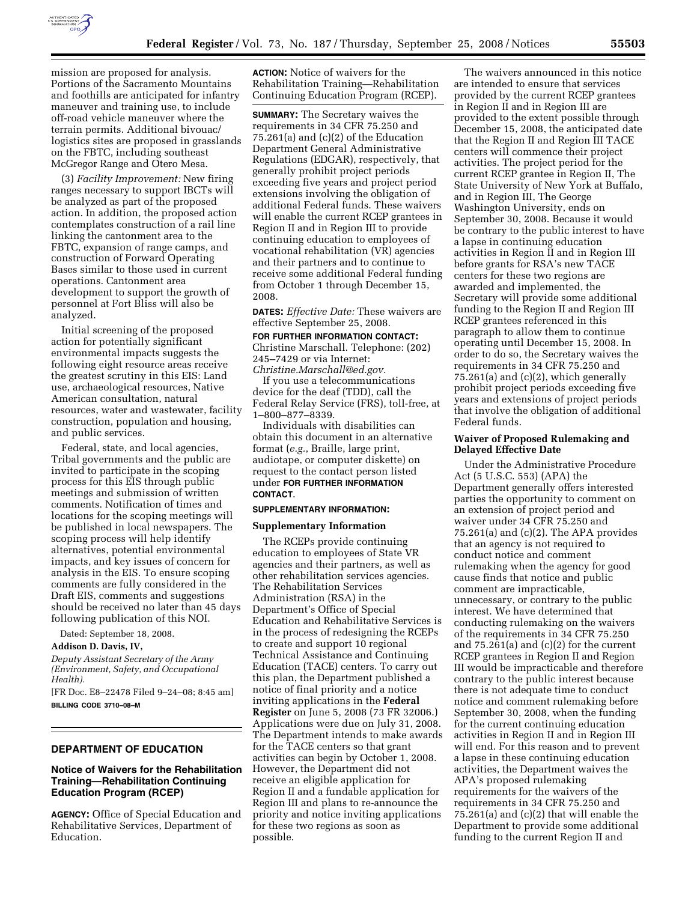mission are proposed for analysis. Portions of the Sacramento Mountains and foothills are anticipated for infantry maneuver and training use, to include off-road vehicle maneuver where the terrain permits. Additional bivouac/logistics sites are proposed in grasslands on the FBTC, including southeast McGregor Range and Otero Mesa.

(3) *Facility Improvement:* New firing ranges necessary to support IBCTs will be analyzed as part of the proposed action. In addition, the proposed action contemplates construction of a rail line linking the cantonment area to the FBTC, expansion of range camps, and construction of Forward Operating Bases similar to those used in current operations. Cantonment area development to support the growth of personnel at Fort Bliss will also be analyzed.

Initial screening of the proposed action for potentially significant environmental impacts suggests the following eight resource areas receive the greatest scrutiny in this EIS: Land use, archaeological resources, Native American consultation, natural resources, water and wastewater, facility construction, population and housing, and public services.

Federal, state, and local agencies, Tribal governments and the public are invited to participate in the scoping process for this EIS through public meetings and submission of written comments. Notification of times and locations for the scoping meetings will be published in local newspapers. The scoping process will help identify alternatives, potential environmental impacts, and key issues of concern for analysis in the EIS. To ensure scoping comments are fully considered in the Draft EIS, comments and suggestions should be received no later than 45 days following publication of this NOI.

Dated: September 18, 2008.

**Addison D. Davis, IV,**

*Deputy Assistant Secretary of the Army (Environment, Safety, and Occupational Health).*

[FR Doc. E8–22478 Filed 9–24–08; 8:45 am]

**BILLING CODE 3710–08–M**

## DEPARTMENT OF EDUCATION

### Notice of Waivers for the Rehabilitation Training—Rehabilitation Continuing Education Program (RCEP)

**AGENCY:** Office of Special Education and Rehabilitative Services, Department of Education.

**ACTION:** Notice of waivers for the Rehabilitation Training—Rehabilitation Continuing Education Program (RCEP).

**SUMMARY:** The Secretary waives the requirements in 34 CFR 75.250 and 75.261(a) and (c)(2) of the Education Department General Administrative Regulations (EDGAR), respectively, that generally prohibit project periods exceeding five years and project period extensions involving the obligation of additional Federal funds. These waivers will enable the current RCEP grantees in Region II and in Region III to provide continuing education to employees of vocational rehabilitation (VR) agencies and their partners and to continue to receive some additional Federal funding from October 1 through December 15, 2008.

**DATES:** *Effective Date:* These waivers are effective September 25, 2008.

**FOR FURTHER INFORMATION CONTACT:** Christine Marschall. Telephone: (202) 245–7429 or via Internet: *Christine.Marschall@ed.gov.*

If you use a telecommunications device for the deaf (TDD), call the Federal Relay Service (FRS), toll-free, at 1–800–877–8339.

Individuals with disabilities can obtain this document in an alternative format (*e.g.*, Braille, large print, audiotape, or computer diskette) on request to the contact person listed under **FOR FURTHER INFORMATION CONTACT**.

**SUPPLEMENTARY INFORMATION:**

**Supplementary Information**

The RCEPs provide continuing education to employees of State VR agencies and their partners, as well as other rehabilitation services agencies. The Rehabilitation Services Administration (RSA) in the Department's Office of Special Education and Rehabilitative Services is in the process of redesigning the RCEPs to create and support 10 regional Technical Assistance and Continuing Education (TACE) centers. To carry out this plan, the Department published a notice of final priority and a notice inviting applications in the **Federal Register** on June 5, 2008 (73 FR 32006.) Applications were due on July 31, 2008. The Department intends to make awards for the TACE centers so that grant activities can begin by October 1, 2008. However, the Department did not receive an eligible application for Region II and a fundable application for Region III and plans to re-announce the priority and notice inviting applications for these two regions as soon as possible.

The waivers announced in this notice are intended to ensure that services provided by the current RCEP grantees in Region II and in Region III are provided to the extent possible through December 15, 2008, the anticipated date that the Region II and Region III TACE centers will commence their project activities. The project period for the current RCEP grantee in Region II, The State University of New York at Buffalo, and in Region III, The George Washington University, ends on September 30, 2008. Because it would be contrary to the public interest to have a lapse in continuing education activities in Region II and in Region III before grants for RSA's new TACE centers for these two regions are awarded and implemented, the Secretary will provide some additional funding to the Region II and Region III RCEP grantees referenced in this paragraph to allow them to continue operating until December 15, 2008. In order to do so, the Secretary waives the requirements in 34 CFR 75.250 and 75.261(a) and (c)(2), which generally prohibit project periods exceeding five years and extensions of project periods that involve the obligation of additional Federal funds.

**Waiver of Proposed Rulemaking and Delayed Effective Date**

Under the Administrative Procedure Act (5 U.S.C. 553) (APA) the Department generally offers interested parties the opportunity to comment on an extension of project period and waiver under 34 CFR 75.250 and 75.261(a) and (c)(2). The APA provides that an agency is not required to conduct notice and comment rulemaking when the agency for good cause finds that notice and public comment are impracticable, unnecessary, or contrary to the public interest. We have determined that conducting rulemaking on the waivers of the requirements in 34 CFR 75.250 and 75.261(a) and (c)(2) for the current RCEP grantees in Region II and Region III would be impracticable and therefore contrary to the public interest because there is not adequate time to conduct notice and comment rulemaking before September 30, 2008, when the funding for the current continuing education activities in Region II and in Region III will end. For this reason and to prevent a lapse in these continuing education activities, the Department waives the APA's proposed rulemaking requirements for the waivers of the requirements in 34 CFR 75.250 and 75.261(a) and (c)(2) that will enable the Department to provide some additional funding to the current Region II and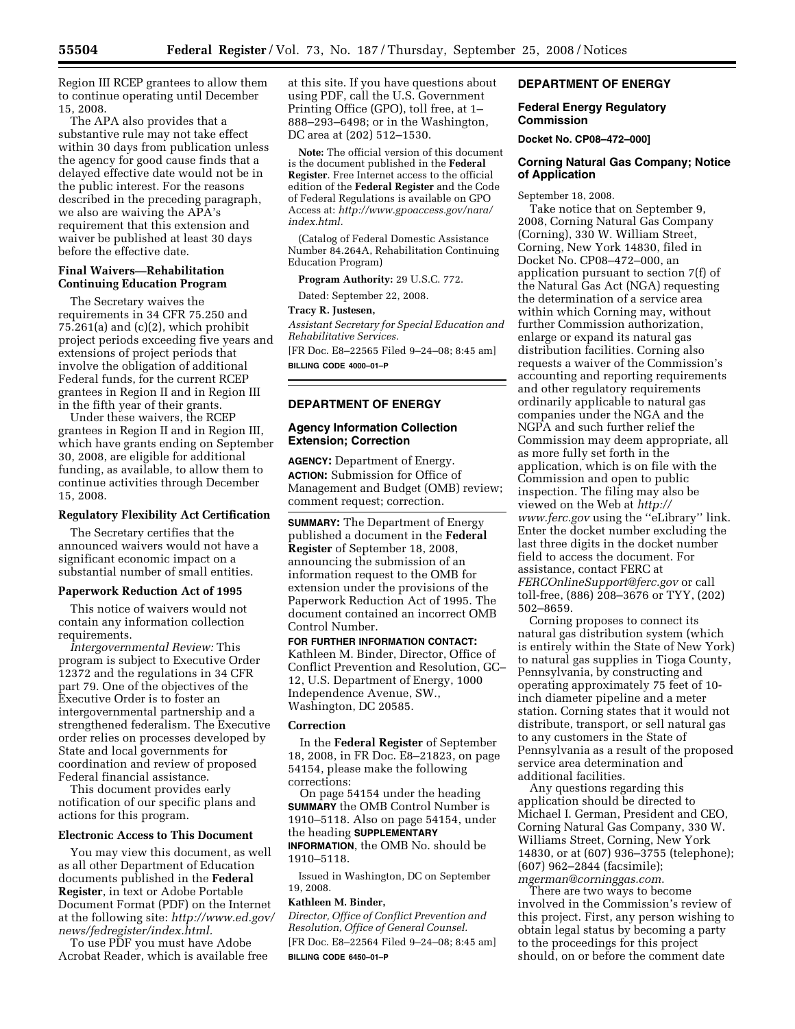Region III RCEP grantees to allow them to continue operating until December 15, 2008.

The APA also provides that a substantive rule may not take effect within 30 days from publication unless the agency for good cause finds that a delayed effective date would not be in the public interest. For the reasons described in the preceding paragraph, we also are waiving the APA's requirement that this extension and waiver be published at least 30 days before the effective date.

### Final Waivers—Rehabilitation Continuing Education Program

The Secretary waives the requirements in 34 CFR 75.250 and 75.261(a) and (c)(2), which prohibit project periods exceeding five years and extensions of project periods that involve the obligation of additional Federal funds, for the current RCEP grantees in Region II and in Region III in the fifth year of their grants.

Under these waivers, the RCEP grantees in Region II and in Region III, which have grants ending on September 30, 2008, are eligible for additional funding, as available, to allow them to continue activities through December 15, 2008.

### Regulatory Flexibility Act Certification

The Secretary certifies that the announced waivers would not have a significant economic impact on a substantial number of small entities.

### Paperwork Reduction Act of 1995

This notice of waivers would not contain any information collection requirements.

*Intergovernmental Review:* This program is subject to Executive Order 12372 and the regulations in 34 CFR part 79. One of the objectives of the Executive Order is to foster an intergovernmental partnership and a strengthened federalism. The Executive order relies on processes developed by State and local governments for coordination and review of proposed Federal financial assistance.

This document provides early notification of our specific plans and actions for this program.

### Electronic Access to This Document

You may view this document, as well as all other Department of Education documents published in the **Federal Register**, in text or Adobe Portable Document Format (PDF) on the Internet at the following site: *http://www.ed.gov/news/fedregister/index.html.*

To use PDF you must have Adobe Acrobat Reader, which is available free at this site. If you have questions about using PDF, call the U.S. Government Printing Office (GPO), toll free, at 1–888–293–6498; or in the Washington, DC area at (202) 512–1530.

**Note:** The official version of this document is the document published in the **Federal Register**. Free Internet access to the official edition of the **Federal Register** and the Code of Federal Regulations is available on GPO Access at: *http://www.gpoaccess.gov/nara/index.html.*

(Catalog of Federal Domestic Assistance Number 84.264A, Rehabilitation Continuing Education Program)

**Program Authority:** 29 U.S.C. 772.

Dated: September 22, 2008.

**Tracy R. Justesen,**

*Assistant Secretary for Special Education and Rehabilitative Services.*

[FR Doc. E8–22565 Filed 9–24–08; 8:45 am]

**BILLING CODE 4000–01–P**

---

## DEPARTMENT OF ENERGY

### Agency Information Collection Extension; Correction

**AGENCY:** Department of Energy.

**ACTION:** Submission for Office of Management and Budget (OMB) review; comment request; correction.

**SUMMARY:** The Department of Energy published a document in the **Federal Register** of September 18, 2008, announcing the submission of an information request to the OMB for extension under the provisions of the Paperwork Reduction Act of 1995. The document contained an incorrect OMB Control Number.

**FOR FURTHER INFORMATION CONTACT:** Kathleen M. Binder, Director, Office of Conflict Prevention and Resolution, GC–12, U.S. Department of Energy, 1000 Independence Avenue, SW., Washington, DC 20585.

### Correction

In the **Federal Register** of September 18, 2008, in FR Doc. E8–21823, on page 54154, please make the following corrections:

On page 54154 under the heading **SUMMARY** the OMB Control Number is 1910–5118. Also on page 54154, under the heading **SUPPLEMENTARY INFORMATION**, the OMB No. should be 1910–5118.

Issued in Washington, DC on September 19, 2008.

**Kathleen M. Binder,**

*Director, Office of Conflict Prevention and Resolution, Office of General Counsel.*

[FR Doc. E8–22564 Filed 9–24–08; 8:45 am]

**BILLING CODE 6450–01–P**

---

## DEPARTMENT OF ENERGY

### Federal Energy Regulatory Commission

**Docket No. CP08–472–000]**

### Corning Natural Gas Company; Notice of Application

September 18, 2008.

Take notice that on September 9, 2008, Corning Natural Gas Company (Corning), 330 W. William Street, Corning, New York 14830, filed in Docket No. CP08–472–000, an application pursuant to section 7(f) of the Natural Gas Act (NGA) requesting the determination of a service area within which Corning may, without further Commission authorization, enlarge or expand its natural gas distribution facilities. Corning also requests a waiver of the Commission's accounting and reporting requirements and other regulatory requirements ordinarily applicable to natural gas companies under the NGA and the NGPA and such further relief the Commission may deem appropriate, all as more fully set forth in the application, which is on file with the Commission and open to public inspection. The filing may also be viewed on the Web at *http://www.ferc.gov* using the ''eLibrary'' link. Enter the docket number excluding the last three digits in the docket number field to access the document. For assistance, contact FERC at *FERCOnlineSupport@ferc.gov* or call toll-free, (886) 208–3676 or TYY, (202) 502–8659.

Corning proposes to connect its natural gas distribution system (which is entirely within the State of New York) to natural gas supplies in Tioga County, Pennsylvania, by constructing and operating approximately 75 feet of 10-inch diameter pipeline and a meter station. Corning states that it would not distribute, transport, or sell natural gas to any customers in the State of Pennsylvania as a result of the proposed service area determination and additional facilities.

Any questions regarding this application should be directed to Michael I. German, President and CEO, Corning Natural Gas Company, 330 W. Williams Street, Corning, New York 14830, or at (607) 936–3755 (telephone); (607) 962–2844 (facsimile); *mgerman@corninggas.com.*

There are two ways to become involved in the Commission's review of this project. First, any person wishing to obtain legal status by becoming a party to the proceedings for this project should, on or before the comment date